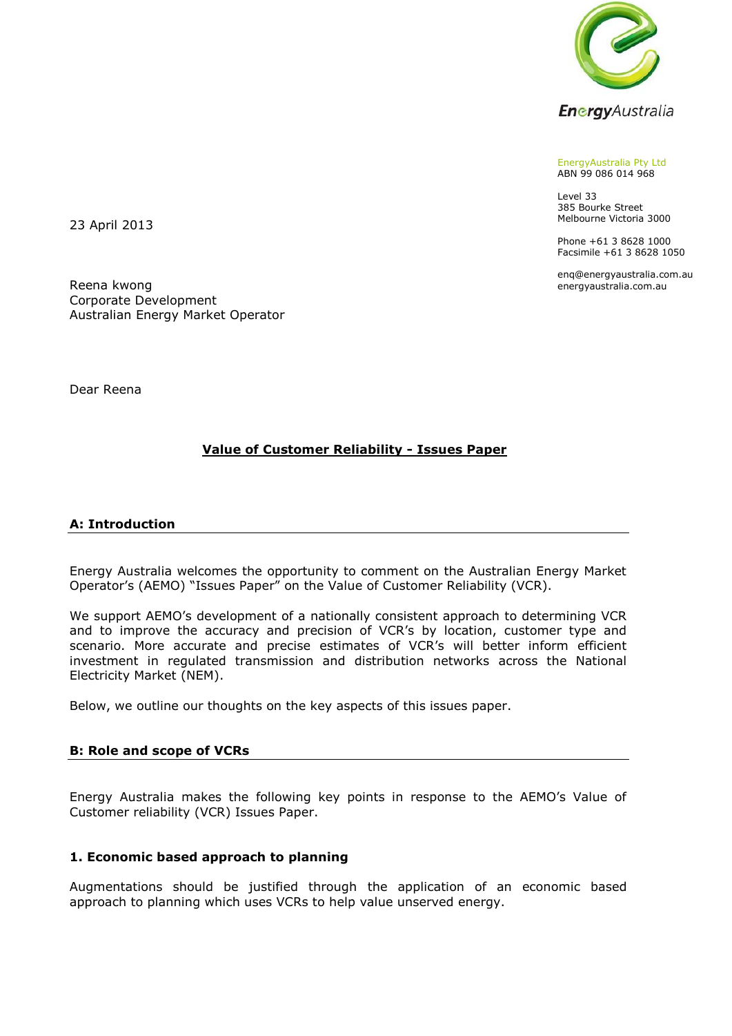EnergyAustralia

EnergyAustralia Pty Ltd
ABN 99 086 014 968

Level 33
385 Bourke Street
Melbourne Victoria 3000

Phone +61 3 8628 1000
Facsimile +61 3 8628 1050

enq@energyaustralia.com.au
energyaustralia.com.au

23 April 2013

Reena kwong
Corporate Development
Australian Energy Market Operator

Dear Reena

**Value of Customer Reliability - Issues Paper**

## A: Introduction

Energy Australia welcomes the opportunity to comment on the Australian Energy Market Operator's (AEMO) "Issues Paper" on the Value of Customer Reliability (VCR).

We support AEMO's development of a nationally consistent approach to determining VCR and to improve the accuracy and precision of VCR's by location, customer type and scenario. More accurate and precise estimates of VCR's will better inform efficient investment in regulated transmission and distribution networks across the National Electricity Market (NEM).

Below, we outline our thoughts on the key aspects of this issues paper.

## B: Role and scope of VCRs

Energy Australia makes the following key points in response to the AEMO's Value of Customer reliability (VCR) Issues Paper.

### 1. Economic based approach to planning

Augmentations should be justified through the application of an economic based approach to planning which uses VCRs to help value unserved energy.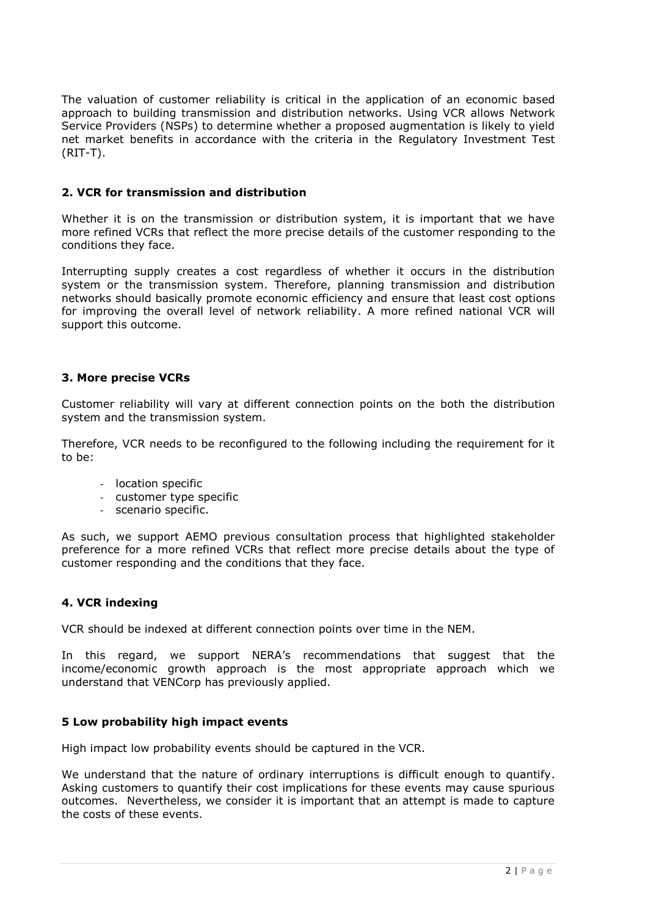The valuation of customer reliability is critical in the application of an economic based approach to building transmission and distribution networks. Using VCR allows Network Service Providers (NSPs) to determine whether a proposed augmentation is likely to yield net market benefits in accordance with the criteria in the Regulatory Investment Test (RIT-T).

## 2. VCR for transmission and distribution

Whether it is on the transmission or distribution system, it is important that we have more refined VCRs that reflect the more precise details of the customer responding to the conditions they face.

Interrupting supply creates a cost regardless of whether it occurs in the distribution system or the transmission system. Therefore, planning transmission and distribution networks should basically promote economic efficiency and ensure that least cost options for improving the overall level of network reliability. A more refined national VCR will support this outcome.

## 3. More precise VCRs

Customer reliability will vary at different connection points on the both the distribution system and the transmission system.

Therefore, VCR needs to be reconfigured to the following including the requirement for it to be:

- location specific
- customer type specific
- scenario specific.

As such, we support AEMO previous consultation process that highlighted stakeholder preference for a more refined VCRs that reflect more precise details about the type of customer responding and the conditions that they face.

## 4. VCR indexing

VCR should be indexed at different connection points over time in the NEM.

In this regard, we support NERA's recommendations that suggest that the income/economic growth approach is the most appropriate approach which we understand that VENCorp has previously applied.

## 5 Low probability high impact events

High impact low probability events should be captured in the VCR.

We understand that the nature of ordinary interruptions is difficult enough to quantify. Asking customers to quantify their cost implications for these events may cause spurious outcomes. Nevertheless, we consider it is important that an attempt is made to capture the costs of these events.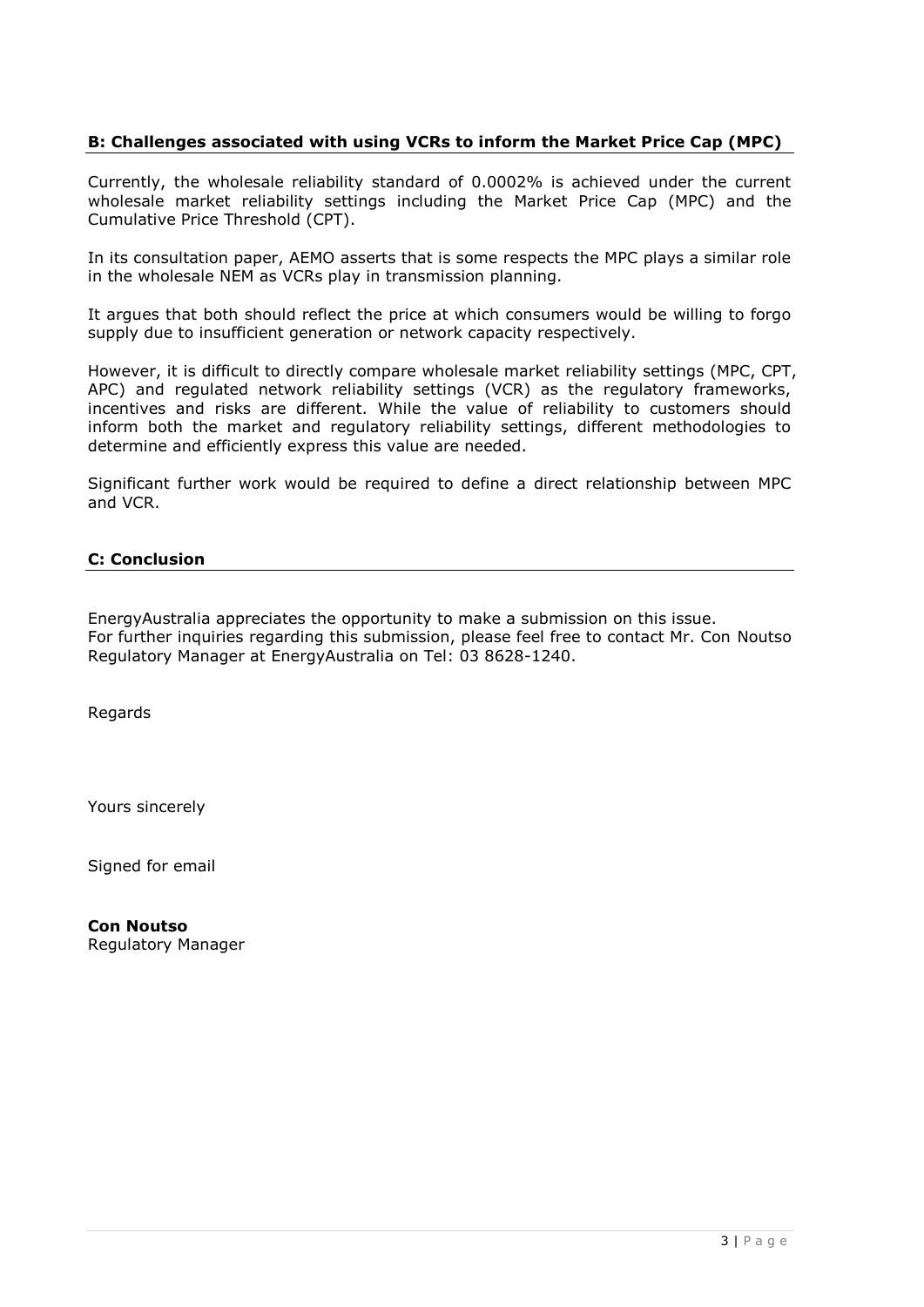## B: Challenges associated with using VCRs to inform the Market Price Cap (MPC)

Currently, the wholesale reliability standard of 0.0002% is achieved under the current wholesale market reliability settings including the Market Price Cap (MPC) and the Cumulative Price Threshold (CPT).

In its consultation paper, AEMO asserts that is some respects the MPC plays a similar role in the wholesale NEM as VCRs play in transmission planning.

It argues that both should reflect the price at which consumers would be willing to forgo supply due to insufficient generation or network capacity respectively.

However, it is difficult to directly compare wholesale market reliability settings (MPC, CPT, APC) and regulated network reliability settings (VCR) as the regulatory frameworks, incentives and risks are different. While the value of reliability to customers should inform both the market and regulatory reliability settings, different methodologies to determine and efficiently express this value are needed.

Significant further work would be required to define a direct relationship between MPC and VCR.

## C: Conclusion

EnergyAustralia appreciates the opportunity to make a submission on this issue.
For further inquiries regarding this submission, please feel free to contact Mr. Con Noutso Regulatory Manager at EnergyAustralia on Tel: 03 8628-1240.

Regards

Yours sincerely

Signed for email

**Con Noutso**
Regulatory Manager